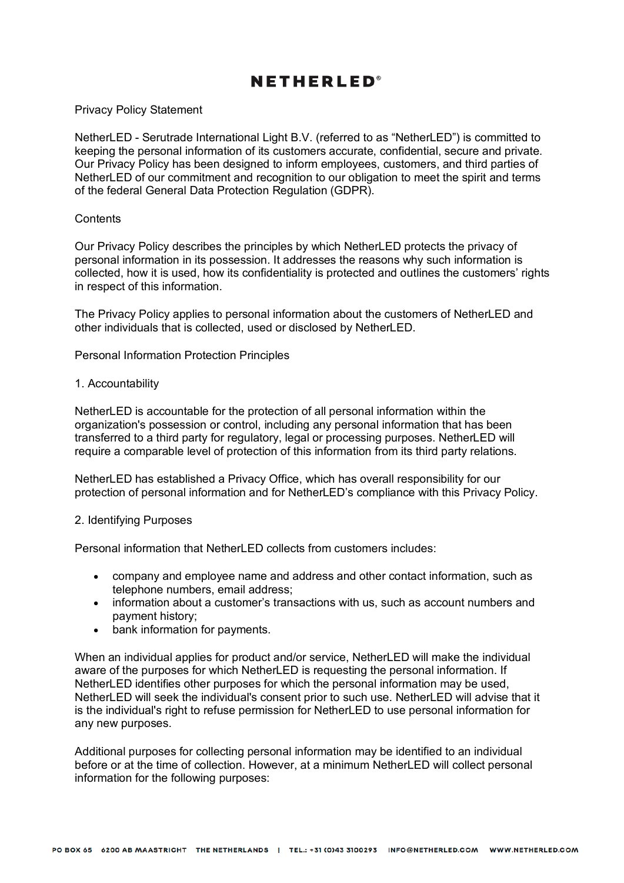# NETHERLED®

## Privacy Policy Statement

NetherLED - Serutrade International Light B.V. (referred to as "NetherLED") is committed to keeping the personal information of its customers accurate, confidential, secure and private. Our Privacy Policy has been designed to inform employees, customers, and third parties of NetherLED of our commitment and recognition to our obligation to meet the spirit and terms of the federal General Data Protection Regulation (GDPR).

## Contents

Our Privacy Policy describes the principles by which NetherLED protects the privacy of personal information in its possession. It addresses the reasons why such information is collected, how it is used, how its confidentiality is protected and outlines the customers' rights in respect of this information.

The Privacy Policy applies to personal information about the customers of NetherLED and other individuals that is collected, used or disclosed by NetherLED.

## Personal Information Protection Principles

### 1. Accountability

NetherLED is accountable for the protection of all personal information within the organization's possession or control, including any personal information that has been transferred to a third party for regulatory, legal or processing purposes. NetherLED will require a comparable level of protection of this information from its third party relations.

NetherLED has established a Privacy Office, which has overall responsibility for our protection of personal information and for NetherLED's compliance with this Privacy Policy.

### 2. Identifying Purposes

Personal information that NetherLED collects from customers includes:

- company and employee name and address and other contact information, such as telephone numbers, email address;
- information about a customer's transactions with us, such as account numbers and payment history;
- bank information for payments.

When an individual applies for product and/or service, NetherLED will make the individual aware of the purposes for which NetherLED is requesting the personal information. If NetherLED identifies other purposes for which the personal information may be used, NetherLED will seek the individual's consent prior to such use. NetherLED will advise that it is the individual's right to refuse permission for NetherLED to use personal information for any new purposes.

Additional purposes for collecting personal information may be identified to an individual before or at the time of collection. However, at a minimum NetherLED will collect personal information for the following purposes: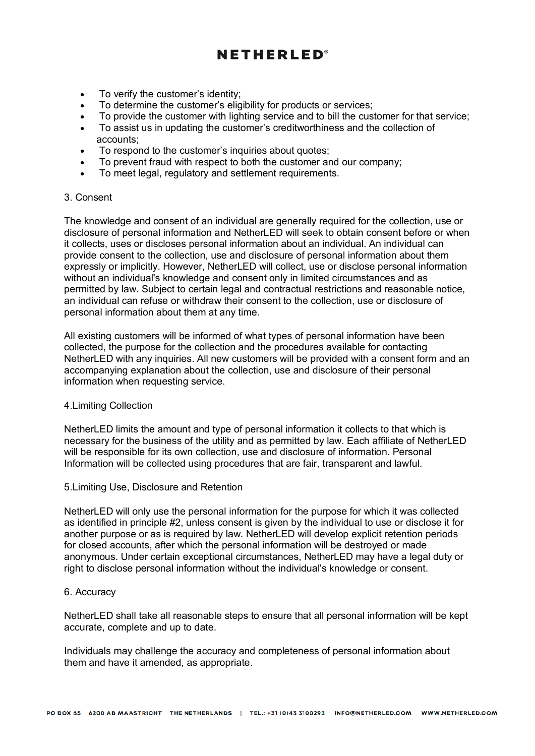- To verify the customer's identity;
- To determine the customer's eligibility for products or services;
- To provide the customer with lighting service and to bill the customer for that service;
- To assist us in updating the customer's creditworthiness and the collection of accounts;
- To respond to the customer's inquiries about quotes;
- To prevent fraud with respect to both the customer and our company;
- To meet legal, regulatory and settlement requirements.

3. Consent

The knowledge and consent of an individual are generally required for the collection, use or disclosure of personal information and NetherLED will seek to obtain consent before or when it collects, uses or discloses personal information about an individual. An individual can provide consent to the collection, use and disclosure of personal information about them expressly or implicitly. However, NetherLED will collect, use or disclose personal information without an individual's knowledge and consent only in limited circumstances and as permitted by law. Subject to certain legal and contractual restrictions and reasonable notice, an individual can refuse or withdraw their consent to the collection, use or disclosure of personal information about them at any time.

All existing customers will be informed of what types of personal information have been collected, the purpose for the collection and the procedures available for contacting NetherLED with any inquiries. All new customers will be provided with a consent form and an accompanying explanation about the collection, use and disclosure of their personal information when requesting service.

4.Limiting Collection

NetherLED limits the amount and type of personal information it collects to that which is necessary for the business of the utility and as permitted by law. Each affiliate of NetherLED will be responsible for its own collection, use and disclosure of information. Personal Information will be collected using procedures that are fair, transparent and lawful.

5.Limiting Use, Disclosure and Retention

NetherLED will only use the personal information for the purpose for which it was collected as identified in principle #2, unless consent is given by the individual to use or disclose it for another purpose or as is required by law. NetherLED will develop explicit retention periods for closed accounts, after which the personal information will be destroyed or made anonymous. Under certain exceptional circumstances, NetherLED may have a legal duty or right to disclose personal information without the individual's knowledge or consent.

6. Accuracy

NetherLED shall take all reasonable steps to ensure that all personal information will be kept accurate, complete and up to date.

Individuals may challenge the accuracy and completeness of personal information about them and have it amended, as appropriate.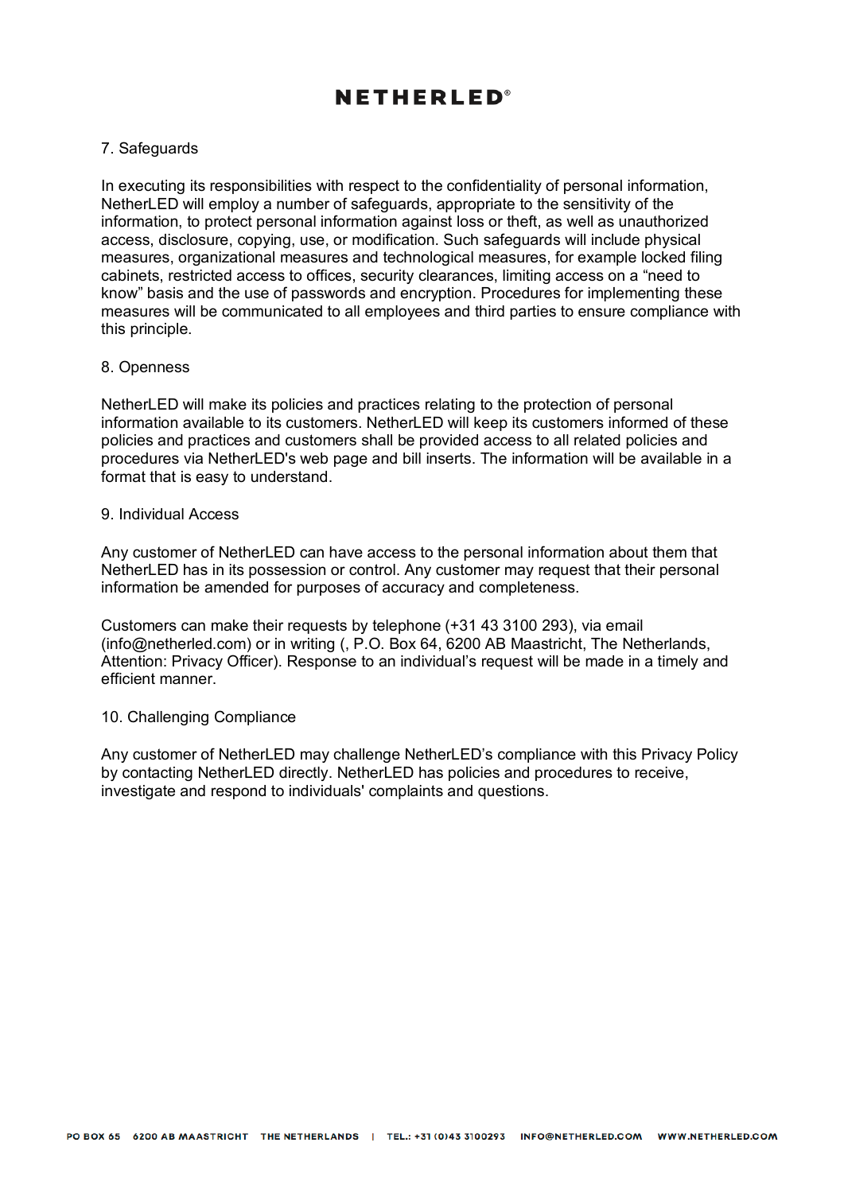## 7. Safeguards

In executing its responsibilities with respect to the confidentiality of personal information, NetherLED will employ a number of safeguards, appropriate to the sensitivity of the information, to protect personal information against loss or theft, as well as unauthorized access, disclosure, copying, use, or modification. Such safeguards will include physical measures, organizational measures and technological measures, for example locked filing cabinets, restricted access to offices, security clearances, limiting access on a "need to know" basis and the use of passwords and encryption. Procedures for implementing these measures will be communicated to all employees and third parties to ensure compliance with this principle.

## 8. Openness

NetherLED will make its policies and practices relating to the protection of personal information available to its customers. NetherLED will keep its customers informed of these policies and practices and customers shall be provided access to all related policies and procedures via NetherLED's web page and bill inserts. The information will be available in a format that is easy to understand.

## 9. Individual Access

Any customer of NetherLED can have access to the personal information about them that NetherLED has in its possession or control. Any customer may request that their personal information be amended for purposes of accuracy and completeness.

Customers can make their requests by telephone (+31 43 3100 293), via email (info@netherled.com) or in writing (, P.O. Box 64, 6200 AB Maastricht, The Netherlands, Attention: Privacy Officer). Response to an individual's request will be made in a timely and efficient manner.

## 10. Challenging Compliance

Any customer of NetherLED may challenge NetherLED's compliance with this Privacy Policy by contacting NetherLED directly. NetherLED has policies and procedures to receive, investigate and respond to individuals' complaints and questions.